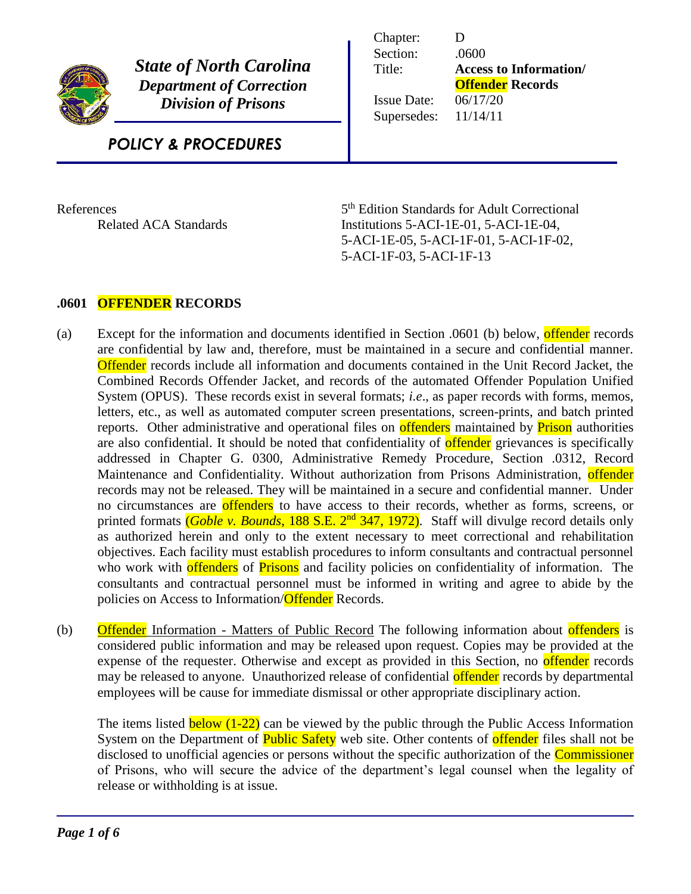**State of North Carolina**
***Department of Correction***
***Division of Prisons***

***POLICY & PROCEDURES***

| | |
|---|---|
| Chapter: | D |
| Section: | .0600 |
| Title: | **Access to Information/ Offender Records** |
| Issue Date: | 06/17/20 |
| Supersedes: | 11/14/11 |

References
Related ACA Standards — 5[th] Edition Standards for Adult Correctional Institutions 5-ACI-1E-01, 5-ACI-1E-04, 5-ACI-1E-05, 5-ACI-1F-01, 5-ACI-1F-02, 5-ACI-1F-03, 5-ACI-1F-13

## .0601 OFFENDER RECORDS

(a) Except for the information and documents identified in Section .0601 (b) below, offender records are confidential by law and, therefore, must be maintained in a secure and confidential manner. Offender records include all information and documents contained in the Unit Record Jacket, the Combined Records Offender Jacket, and records of the automated Offender Population Unified System (OPUS). These records exist in several formats; *i.e*., as paper records with forms, memos, letters, etc., as well as automated computer screen presentations, screen-prints, and batch printed reports. Other administrative and operational files on offenders maintained by Prison authorities are also confidential. It should be noted that confidentiality of offender grievances is specifically addressed in Chapter G. 0300, Administrative Remedy Procedure, Section .0312, Record Maintenance and Confidentiality. Without authorization from Prisons Administration, offender records may not be released. They will be maintained in a secure and confidential manner. Under no circumstances are offenders to have access to their records, whether as forms, screens, or printed formats (*Goble v. Bounds*, 188 S.E. 2nd 347, 1972). Staff will divulge record details only as authorized herein and only to the extent necessary to meet correctional and rehabilitation objectives. Each facility must establish procedures to inform consultants and contractual personnel who work with offenders of Prisons and facility policies on confidentiality of information. The consultants and contractual personnel must be informed in writing and agree to abide by the policies on Access to Information/Offender Records.

(b) Offender Information - Matters of Public Record The following information about offenders is considered public information and may be released upon request. Copies may be provided at the expense of the requester. Otherwise and except as provided in this Section, no offender records may be released to anyone. Unauthorized release of confidential offender records by departmental employees will be cause for immediate dismissal or other appropriate disciplinary action.

The items listed below (1-22) can be viewed by the public through the Public Access Information System on the Department of Public Safety web site. Other contents of offender files shall not be disclosed to unofficial agencies or persons without the specific authorization of the Commissioner of Prisons, who will secure the advice of the department's legal counsel when the legality of release or withholding is at issue.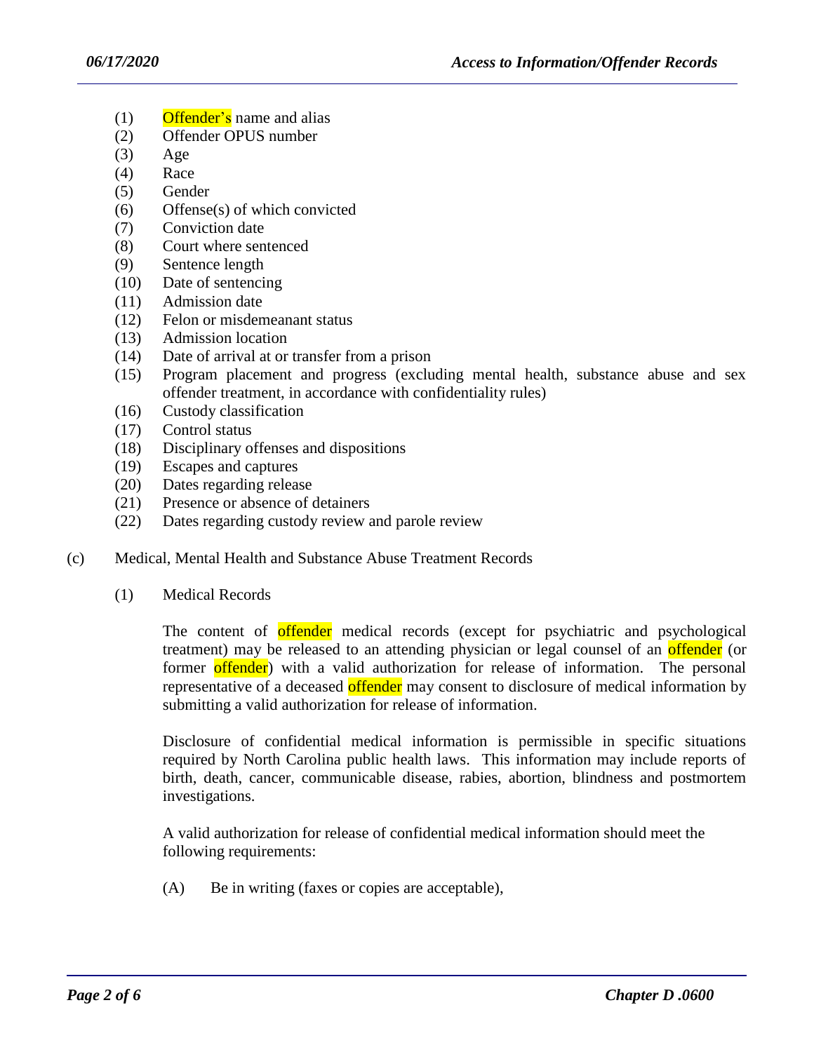(1) Offender's name and alias
(2) Offender OPUS number
(3) Age
(4) Race
(5) Gender
(6) Offense(s) of which convicted
(7) Conviction date
(8) Court where sentenced
(9) Sentence length
(10) Date of sentencing
(11) Admission date
(12) Felon or misdemeanant status
(13) Admission location
(14) Date of arrival at or transfer from a prison
(15) Program placement and progress (excluding mental health, substance abuse and sex offender treatment, in accordance with confidentiality rules)
(16) Custody classification
(17) Control status
(18) Disciplinary offenses and dispositions
(19) Escapes and captures
(20) Dates regarding release
(21) Presence or absence of detainers
(22) Dates regarding custody review and parole review

(c) Medical, Mental Health and Substance Abuse Treatment Records

(1) Medical Records

The content of offender medical records (except for psychiatric and psychological treatment) may be released to an attending physician or legal counsel of an offender (or former offender) with a valid authorization for release of information. The personal representative of a deceased offender may consent to disclosure of medical information by submitting a valid authorization for release of information.

Disclosure of confidential medical information is permissible in specific situations required by North Carolina public health laws. This information may include reports of birth, death, cancer, communicable disease, rabies, abortion, blindness and postmortem investigations.

A valid authorization for release of confidential medical information should meet the following requirements:

(A) Be in writing (faxes or copies are acceptable),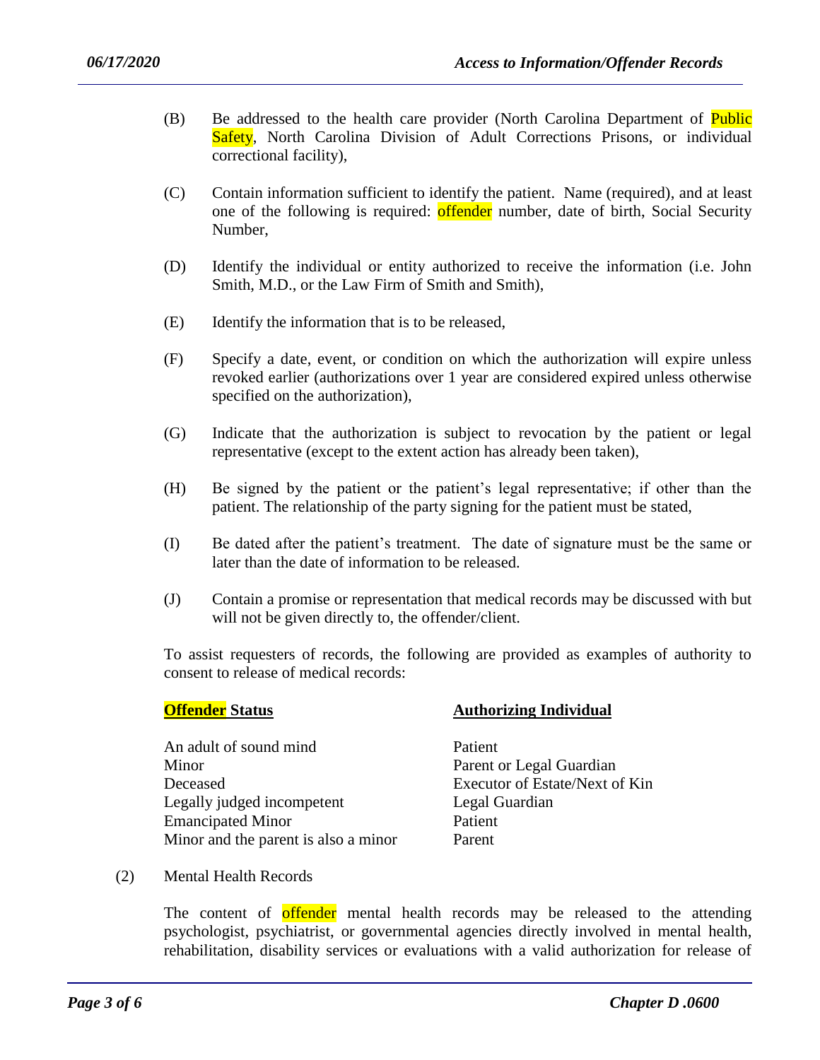(B) Be addressed to the health care provider (North Carolina Department of Public Safety, North Carolina Division of Adult Corrections Prisons, or individual correctional facility),

(C) Contain information sufficient to identify the patient. Name (required), and at least one of the following is required: offender number, date of birth, Social Security Number,

(D) Identify the individual or entity authorized to receive the information (i.e. John Smith, M.D., or the Law Firm of Smith and Smith),

(E) Identify the information that is to be released,

(F) Specify a date, event, or condition on which the authorization will expire unless revoked earlier (authorizations over 1 year are considered expired unless otherwise specified on the authorization),

(G) Indicate that the authorization is subject to revocation by the patient or legal representative (except to the extent action has already been taken),

(H) Be signed by the patient or the patient's legal representative; if other than the patient. The relationship of the party signing for the patient must be stated,

(I) Be dated after the patient's treatment. The date of signature must be the same or later than the date of information to be released.

(J) Contain a promise or representation that medical records may be discussed with but will not be given directly to, the offender/client.

To assist requesters of records, the following are provided as examples of authority to consent to release of medical records:

| **Offender Status** | **Authorizing Individual** |
|---|---|
| An adult of sound mind | Patient |
| Minor | Parent or Legal Guardian |
| Deceased | Executor of Estate/Next of Kin |
| Legally judged incompetent | Legal Guardian |
| Emancipated Minor | Patient |
| Minor and the parent is also a minor | Parent |

(2) Mental Health Records

The content of offender mental health records may be released to the attending psychologist, psychiatrist, or governmental agencies directly involved in mental health, rehabilitation, disability services or evaluations with a valid authorization for release of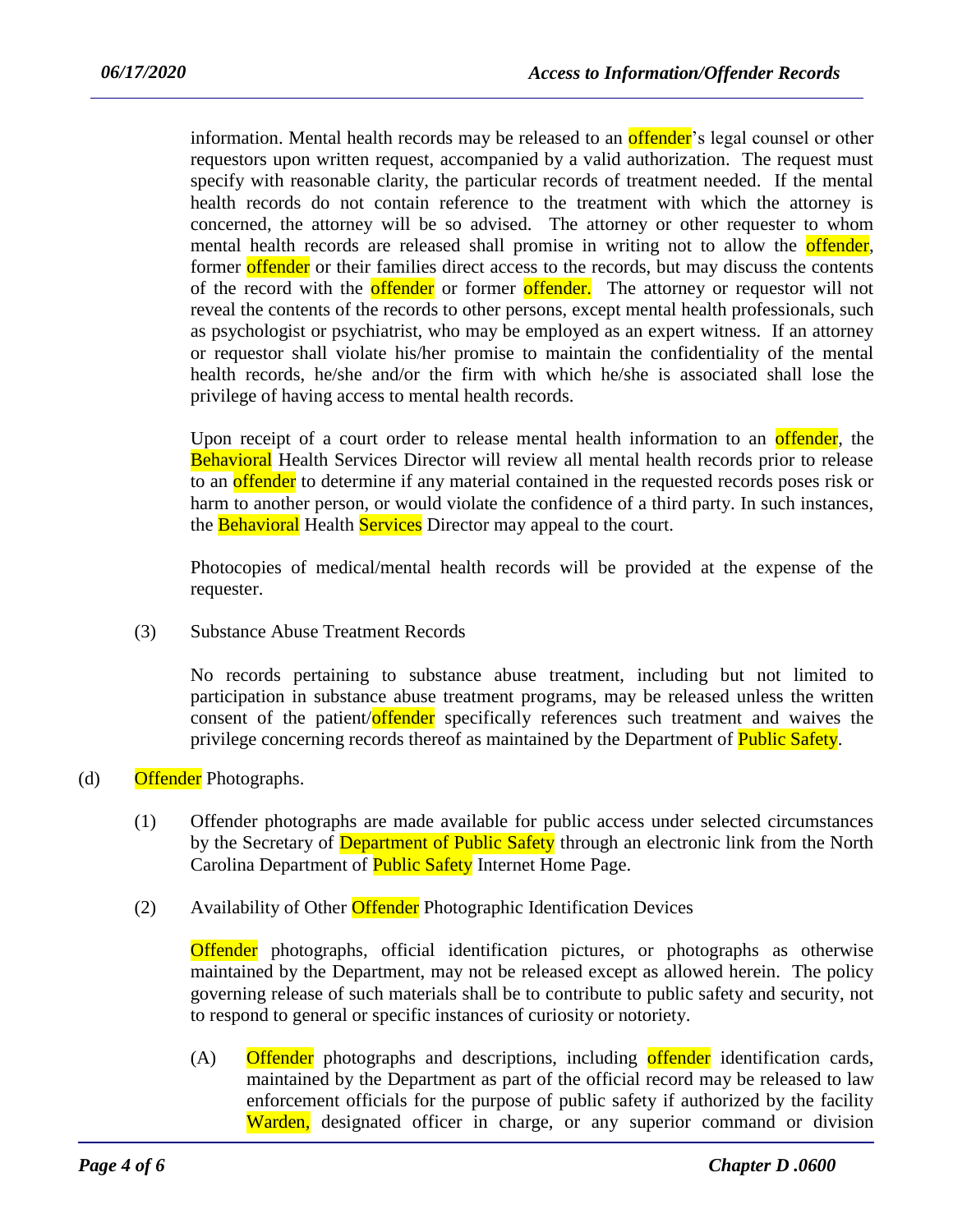information. Mental health records may be released to an offender's legal counsel or other requestors upon written request, accompanied by a valid authorization. The request must specify with reasonable clarity, the particular records of treatment needed. If the mental health records do not contain reference to the treatment with which the attorney is concerned, the attorney will be so advised. The attorney or other requester to whom mental health records are released shall promise in writing not to allow the offender, former offender or their families direct access to the records, but may discuss the contents of the record with the offender or former offender. The attorney or requestor will not reveal the contents of the records to other persons, except mental health professionals, such as psychologist or psychiatrist, who may be employed as an expert witness. If an attorney or requestor shall violate his/her promise to maintain the confidentiality of the mental health records, he/she and/or the firm with which he/she is associated shall lose the privilege of having access to mental health records.

Upon receipt of a court order to release mental health information to an offender, the Behavioral Health Services Director will review all mental health records prior to release to an offender to determine if any material contained in the requested records poses risk or harm to another person, or would violate the confidence of a third party. In such instances, the Behavioral Health Services Director may appeal to the court.

Photocopies of medical/mental health records will be provided at the expense of the requester.

(3) Substance Abuse Treatment Records

No records pertaining to substance abuse treatment, including but not limited to participation in substance abuse treatment programs, may be released unless the written consent of the patient/offender specifically references such treatment and waives the privilege concerning records thereof as maintained by the Department of Public Safety.

(d) Offender Photographs.

(1) Offender photographs are made available for public access under selected circumstances by the Secretary of Department of Public Safety through an electronic link from the North Carolina Department of Public Safety Internet Home Page.

(2) Availability of Other Offender Photographic Identification Devices

Offender photographs, official identification pictures, or photographs as otherwise maintained by the Department, may not be released except as allowed herein. The policy governing release of such materials shall be to contribute to public safety and security, not to respond to general or specific instances of curiosity or notoriety.

(A) Offender photographs and descriptions, including offender identification cards, maintained by the Department as part of the official record may be released to law enforcement officials for the purpose of public safety if authorized by the facility Warden, designated officer in charge, or any superior command or division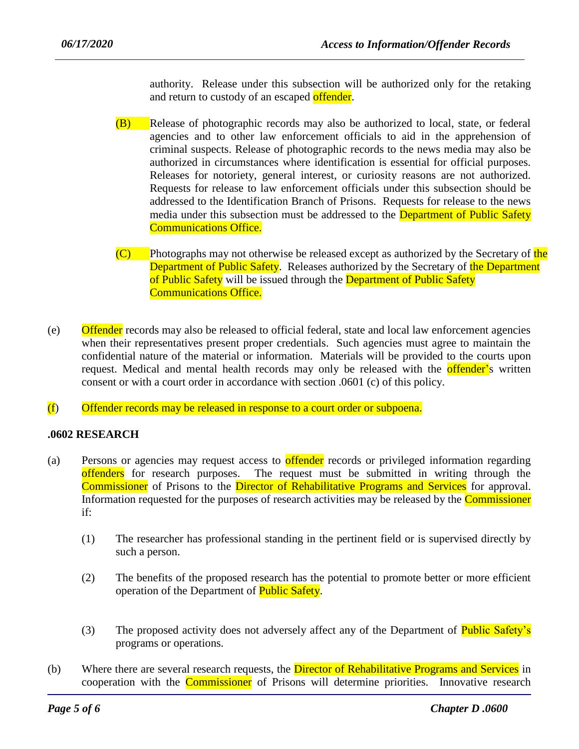authority. Release under this subsection will be authorized only for the retaking and return to custody of an escaped offender.

(B) Release of photographic records may also be authorized to local, state, or federal agencies and to other law enforcement officials to aid in the apprehension of criminal suspects. Release of photographic records to the news media may also be authorized in circumstances where identification is essential for official purposes. Releases for notoriety, general interest, or curiosity reasons are not authorized. Requests for release to law enforcement officials under this subsection should be addressed to the Identification Branch of Prisons. Requests for release to the news media under this subsection must be addressed to the Department of Public Safety Communications Office.

(C) Photographs may not otherwise be released except as authorized by the Secretary of the Department of Public Safety. Releases authorized by the Secretary of the Department of Public Safety will be issued through the Department of Public Safety Communications Office.

(e) Offender records may also be released to official federal, state and local law enforcement agencies when their representatives present proper credentials. Such agencies must agree to maintain the confidential nature of the material or information. Materials will be provided to the courts upon request. Medical and mental health records may only be released with the offender's written consent or with a court order in accordance with section .0601 (c) of this policy.

(f) Offender records may be released in response to a court order or subpoena.

**.0602 RESEARCH**

(a) Persons or agencies may request access to offender records or privileged information regarding offenders for research purposes. The request must be submitted in writing through the Commissioner of Prisons to the Director of Rehabilitative Programs and Services for approval. Information requested for the purposes of research activities may be released by the Commissioner if:

(1) The researcher has professional standing in the pertinent field or is supervised directly by such a person.

(2) The benefits of the proposed research has the potential to promote better or more efficient operation of the Department of Public Safety.

(3) The proposed activity does not adversely affect any of the Department of Public Safety's programs or operations.

(b) Where there are several research requests, the Director of Rehabilitative Programs and Services in cooperation with the Commissioner of Prisons will determine priorities. Innovative research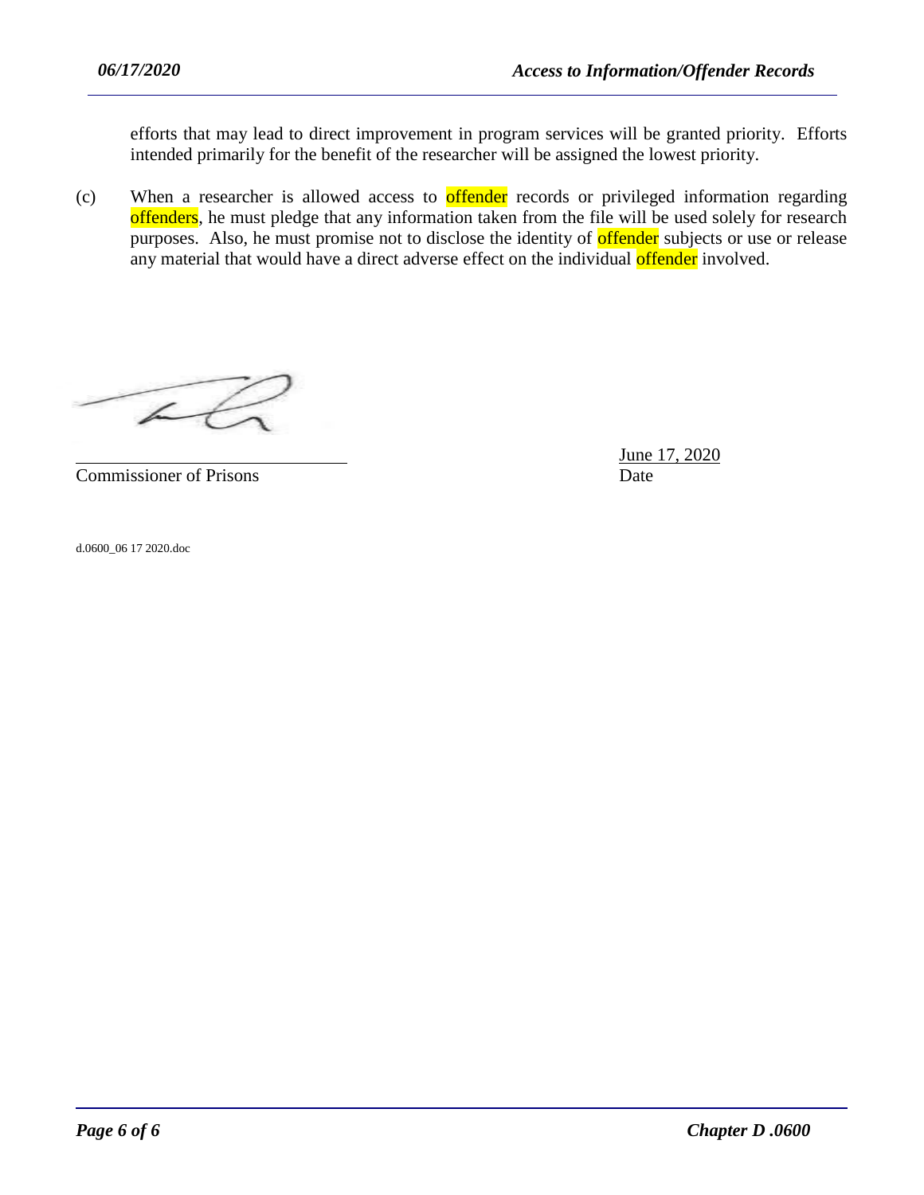efforts that may lead to direct improvement in program services will be granted priority. Efforts intended primarily for the benefit of the researcher will be assigned the lowest priority.

(c) When a researcher is allowed access to offender records or privileged information regarding offenders, he must pledge that any information taken from the file will be used solely for research purposes. Also, he must promise not to disclose the identity of offender subjects or use or release any material that would have a direct adverse effect on the individual offender involved.

Commissioner of Prisons

June 17, 2020
Date

d.0600_06 17 2020.doc